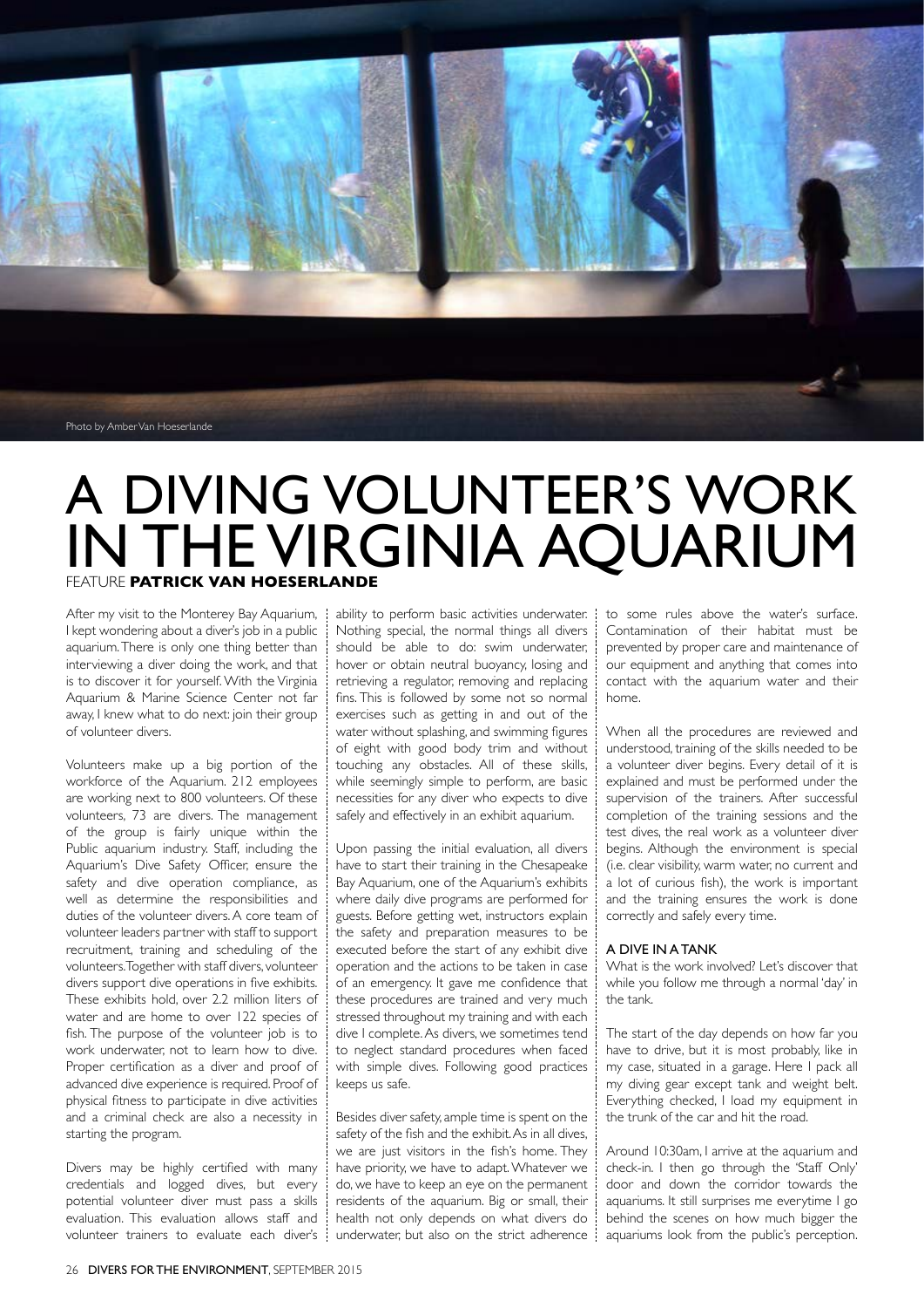Photo by Amber Van Hoeserlande

# A DIVING VOLUNTEER'S WORK IN THE VIRGINIA AQUARIUM

FEATURE **PATRICK VAN HOESERLANDE**

After my visit to the Monterey Bay Aquarium, I kept wondering about a diver's job in a public aquarium. There is only one thing better than interviewing a diver doing the work, and that is to discover it for yourself. With the Virginia Aquarium & Marine Science Center not far away, I knew what to do next: join their group of volunteer divers.

Volunteers make up a big portion of the workforce of the Aquarium. 212 employees are working next to 800 volunteers. Of these volunteers, 73 are divers. The management of the group is fairly unique within the Public aquarium industry. Staff, including the Aquarium's Dive Safety Officer, ensure the safety and dive operation compliance, as well as determine the responsibilities and duties of the volunteer divers. A core team of volunteer leaders partner with staff to support recruitment, training and scheduling of the volunteers. Together with staff divers, volunteer divers support dive operations in five exhibits. These exhibits hold, over 2.2 million liters of water and are home to over 122 species of fish. The purpose of the volunteer job is to work underwater, not to learn how to dive. Proper certification as a diver and proof of advanced dive experience is required. Proof of physical fitness to participate in dive activities and a criminal check are also a necessity in starting the program.

Divers may be highly certified with many credentials and logged dives, but every potential volunteer diver must pass a skills evaluation. This evaluation allows staff and volunteer trainers to evaluate each diver's ability to perform basic activities underwater. Nothing special, the normal things all divers should be able to do: swim underwater, hover or obtain neutral buoyancy, losing and retrieving a regulator, removing and replacing fins. This is followed by some not so normal exercises such as getting in and out of the water without splashing, and swimming figures of eight with good body trim and without touching any obstacles. All of these skills, while seemingly simple to perform, are basic necessities for any diver who expects to dive safely and effectively in an exhibit aquarium.

Upon passing the initial evaluation, all divers have to start their training in the Chesapeake Bay Aquarium, one of the Aquarium's exhibits where daily dive programs are performed for guests. Before getting wet, instructors explain the safety and preparation measures to be executed before the start of any exhibit dive operation and the actions to be taken in case of an emergency. It gave me confidence that these procedures are trained and very much stressed throughout my training and with each dive I complete. As divers, we sometimes tend to neglect standard procedures when faced with simple dives. Following good practices keeps us safe.

Besides diver safety, ample time is spent on the safety of the fish and the exhibit. As in all dives, we are just visitors in the fish's home. They have priority, we have to adapt. Whatever we do, we have to keep an eye on the permanent residents of the aquarium. Big or small, their health not only depends on what divers do underwater, but also on the strict adherence to some rules above the water's surface. Contamination of their habitat must be prevented by proper care and maintenance of our equipment and anything that comes into contact with the aquarium water and their home.

When all the procedures are reviewed and understood, training of the skills needed to be a volunteer diver begins. Every detail of it is explained and must be performed under the supervision of the trainers. After successful completion of the training sessions and the test dives, the real work as a volunteer diver begins. Although the environment is special (i.e. clear visibility, warm water, no current and a lot of curious fish), the work is important and the training ensures the work is done correctly and safely every time.

## A DIVE IN A TANK

What is the work involved? Let's discover that while you follow me through a normal 'day' in the tank.

The start of the day depends on how far you have to drive, but it is most probably, like in my case, situated in a garage. Here I pack all my diving gear except tank and weight belt. Everything checked, I load my equipment in the trunk of the car and hit the road.

Around 10:30am, I arrive at the aquarium and check-in. I then go through the 'Staff Only' door and down the corridor towards the aquariums. It still surprises me everytime I go behind the scenes on how much bigger the aquariums look from the public's perception.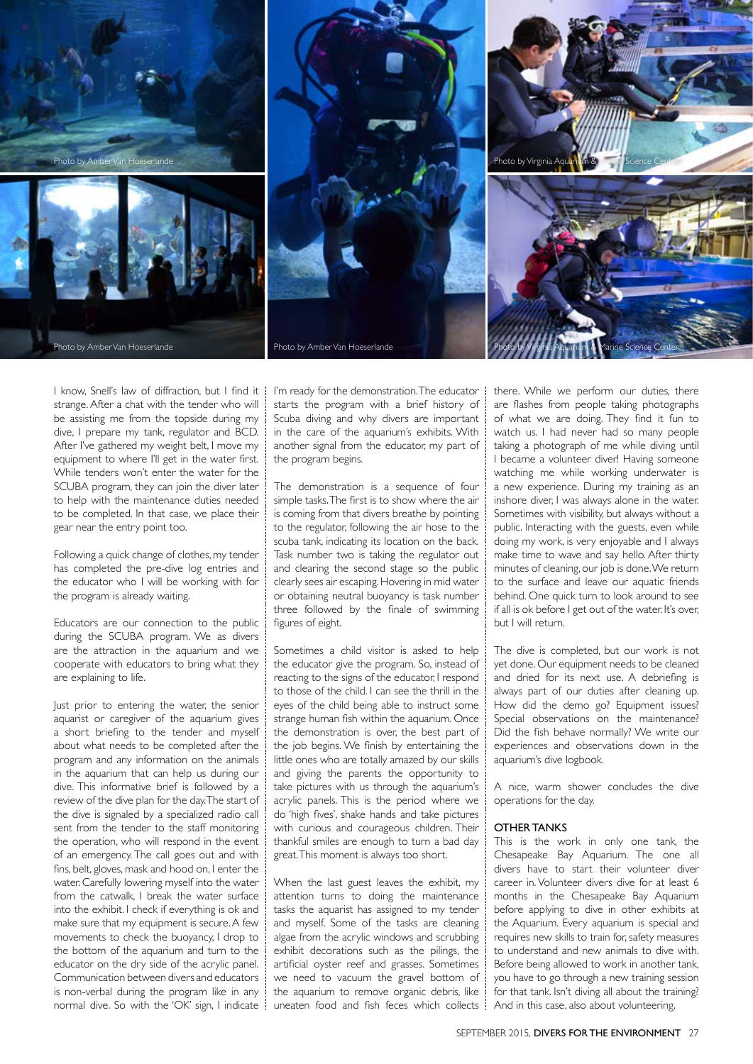Photo by Amber Van Hoeserlande

Photo by Amber Van Hoeserlande

Photo by Amber Van Hoeserlande

Photo by Virginia Aquarium & Marine Science Center

Photo by Virginia Aquarium & Marine Science Center

I know, Snell's law of diffraction, but I find it strange. After a chat with the tender who will be assisting me from the topside during my dive, I prepare my tank, regulator and BCD. After I've gathered my weight belt, I move my equipment to where I'll get in the water first. While tenders won't enter the water for the SCUBA program, they can join the diver later to help with the maintenance duties needed to be completed. In that case, we place their gear near the entry point too.

Following a quick change of clothes, my tender has completed the pre-dive log entries and the educator who I will be working with for the program is already waiting.

Educators are our connection to the public during the SCUBA program. We as divers are the attraction in the aquarium and we cooperate with educators to bring what they are explaining to life.

Just prior to entering the water, the senior aquarist or caregiver of the aquarium gives a short briefing to the tender and myself about what needs to be completed after the program and any information on the animals in the aquarium that can help us during our dive. This informative brief is followed by a review of the dive plan for the day. The start of the dive is signaled by a specialized radio call sent from the tender to the staff monitoring the operation, who will respond in the event of an emergency. The call goes out and with fins, belt, gloves, mask and hood on, I enter the water. Carefully lowering myself into the water from the catwalk, I break the water surface into the exhibit. I check if everything is ok and make sure that my equipment is secure. A few movements to check the buoyancy, I drop to the bottom of the aquarium and turn to the educator on the dry side of the acrylic panel. Communication between divers and educators is non-verbal during the program like in any normal dive. So with the 'OK' sign, I indicate I'm ready for the demonstration. The educator starts the program with a brief history of Scuba diving and why divers are important in the care of the aquarium's exhibits. With another signal from the educator, my part of the program begins.

The demonstration is a sequence of four simple tasks. The first is to show where the air is coming from that divers breathe by pointing to the regulator, following the air hose to the scuba tank, indicating its location on the back. Task number two is taking the regulator out and clearing the second stage so the public clearly sees air escaping. Hovering in mid water or obtaining neutral buoyancy is task number three followed by the finale of swimming figures of eight.

Sometimes a child visitor is asked to help the educator give the program. So, instead of reacting to the signs of the educator, I respond to those of the child. I can see the thrill in the eyes of the child being able to instruct some strange human fish within the aquarium. Once the demonstration is over, the best part of the job begins. We finish by entertaining the little ones who are totally amazed by our skills and giving the parents the opportunity to take pictures with us through the aquarium's acrylic panels. This is the period where we do 'high fives', shake hands and take pictures with curious and courageous children. Their thankful smiles are enough to turn a bad day great. This moment is always too short.

When the last guest leaves the exhibit, my attention turns to doing the maintenance tasks the aquarist has assigned to my tender and myself. Some of the tasks are cleaning algae from the acrylic windows and scrubbing exhibit decorations such as the pilings, the artificial oyster reef and grasses. Sometimes we need to vacuum the gravel bottom of the aquarium to remove organic debris, like uneaten food and fish feces which collects there. While we perform our duties, there are flashes from people taking photographs of what we are doing. They find it fun to watch us. I had never had so many people taking a photograph of me while diving until I became a volunteer diver! Having someone watching me while working underwater is a new experience. During my training as an inshore diver, I was always alone in the water. Sometimes with visibility, but always without a public. Interacting with the guests, even while doing my work, is very enjoyable and I always make time to wave and say hello. After thirty minutes of cleaning, our job is done. We return to the surface and leave our aquatic friends behind. One quick turn to look around to see if all is ok before I get out of the water. It's over, but I will return.

The dive is completed, but our work is not yet done. Our equipment needs to be cleaned and dried for its next use. A debriefing is always part of our duties after cleaning up. How did the demo go? Equipment issues? Special observations on the maintenance? Did the fish behave normally? We write our experiences and observations down in the aquarium's dive logbook.

A nice, warm shower concludes the dive operations for the day.

## OTHER TANKS

This is the work in only one tank, the Chesapeake Bay Aquarium. The one all divers have to start their volunteer diver career in. Volunteer divers dive for at least 6 months in the Chesapeake Bay Aquarium before applying to dive in other exhibits at the Aquarium. Every aquarium is special and requires new skills to train for, safety measures to understand and new animals to dive with. Before being allowed to work in another tank, you have to go through a new training session for that tank. Isn't diving all about the training? And in this case, also about volunteering.